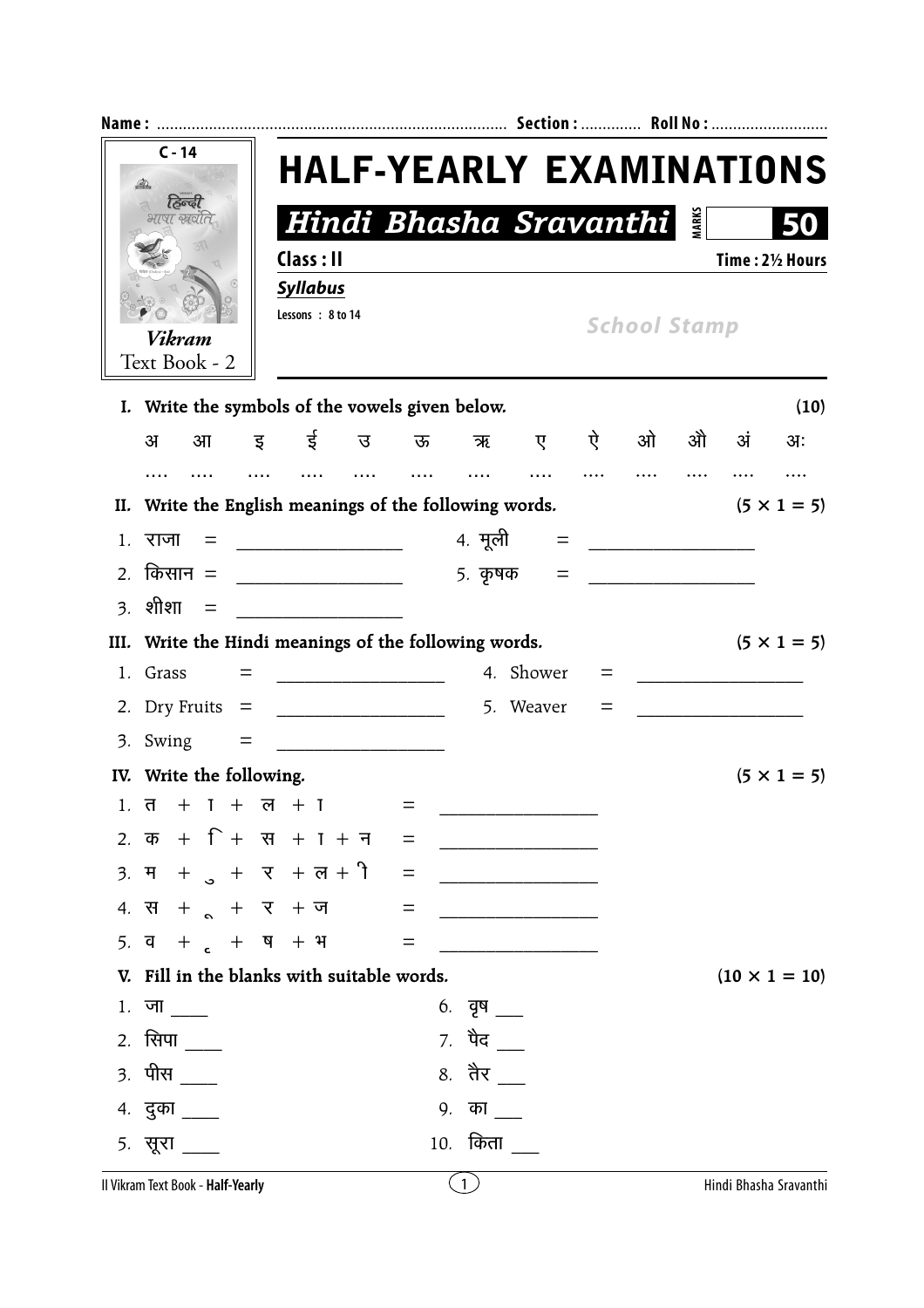Name : ................................................................................ Section : ............. Roll No : ..........................

C - 14

Vikram
Text Book - 2

# HALF-YEARLY EXAMINATIONS

## *Hindi Bhasha Sravanthi* MARKS 50

**Class : II** **Time : 2½ Hours**

***Syllabus***

**Lessons : 8 to 14**

*School Stamp*

**I. Write the symbols of the vowels given below. (10)**

| अ | आ | इ | ई | उ | ऊ | ऋ | ए | ऐ | ओ | औ | अं | अः |
|---|---|---|---|---|---|---|---|---|---|---|---|---|
| .... | .... | .... | .... | .... | .... | .... | .... | .... | .... | .... | .... | .... |

**II. Write the English meanings of the following words. (5 × 1 = 5)**

1. राजा = ____________
2. किसान = ____________
3. शीशा = ____________
4. मूली = ____________
5. कृषक = ____________

**III. Write the Hindi meanings of the following words. (5 × 1 = 5)**

1. Grass = ____________
2. Dry Fruits = ____________
3. Swing = ____________
4. Shower = ____________
5. Weaver = ____________

**IV. Write the following. (5 × 1 = 5)**

1. त + ा + ल + ा = ____________
2. क + ि + स + ा + न = ____________
3. म + ु + र + ल + ी = ____________
4. स + ू + र + ज = ____________
5. व + ृ + ष + भ = ____________

**V. Fill in the blanks with suitable words. (10 × 1 = 10)**

1. जा ____
2. सिपा ____
3. पीस ____
4. दुका ____
5. सूरा ____
6. वृष ___
7. पैद ___
8. तैर ___
9. का ___
10. किता ___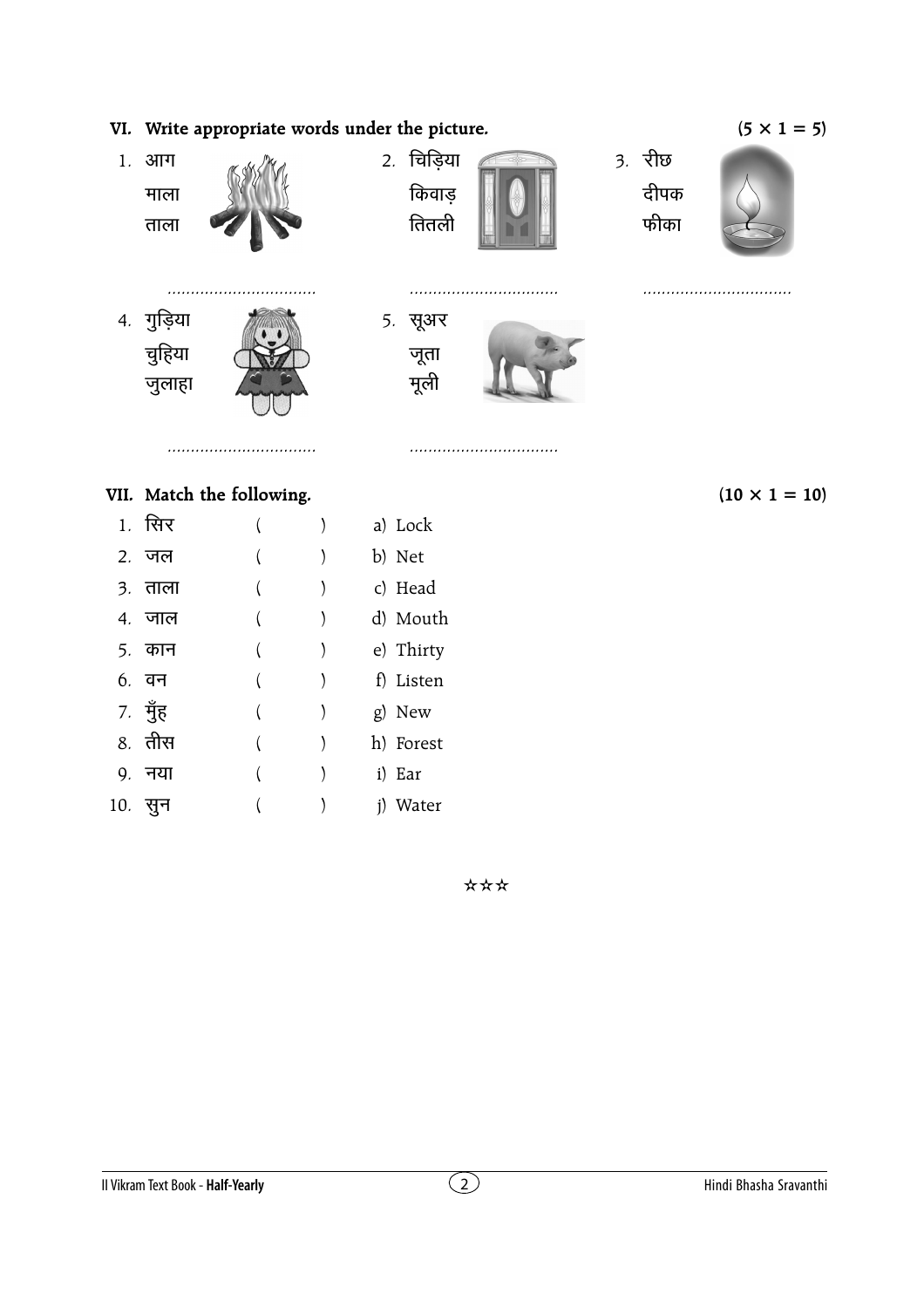## VI. Write appropriate words under the picture. (5 × 1 = 5)

1. आग
   माला
   ताला

   ................................

2. चिड़िया
   किवाड़
   तितली

   ................................

3. रीछ
   दीपक
   फीका

   ................................

4. गुड़िया
   चुहिया
   जुलाहा

   ................................

5. सूअर
   जूता
   मूली

   ................................

## VII. Match the following. (10 × 1 = 10)

| | | |
|---|---|---|
| 1. सिर | ( ) | a) Lock |
| 2. जल | ( ) | b) Net |
| 3. ताला | ( ) | c) Head |
| 4. जाल | ( ) | d) Mouth |
| 5. कान | ( ) | e) Thirty |
| 6. वन | ( ) | f) Listen |
| 7. मुँह | ( ) | g) New |
| 8. तीस | ( ) | h) Forest |
| 9. नया | ( ) | i) Ear |
| 10. सुन | ( ) | j) Water |

☆☆☆